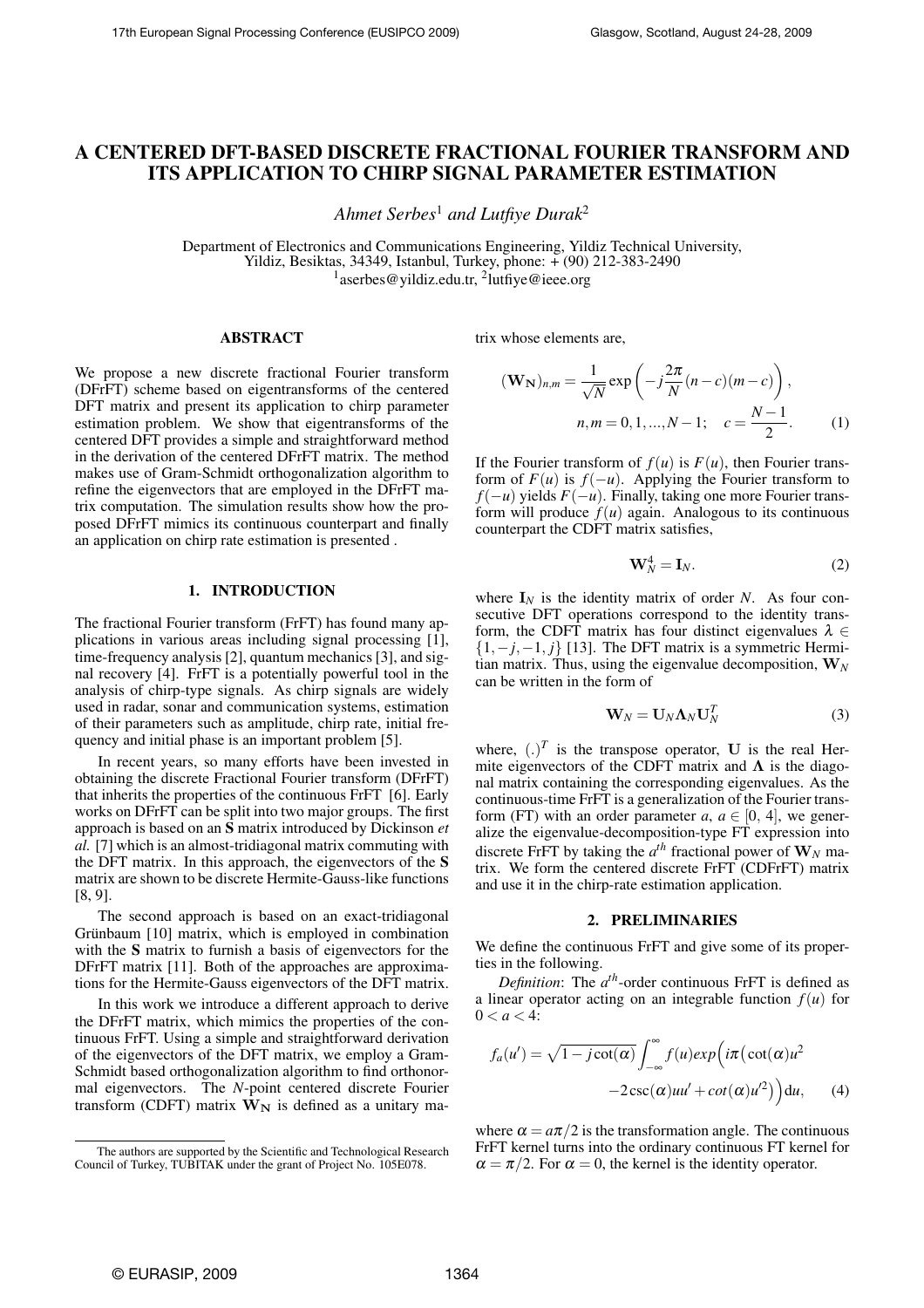# A CENTERED DFT-BASED DISCRETE FRACTIONAL FOURIER TRANSFORM AND ITS APPLICATION TO CHIRP SIGNAL PARAMETER ESTIMATION

*Ahmet Serbes*[1] *and Lutfiye Durak*[2]

Department of Electronics and Communications Engineering, Yildiz Technical University,
Yildiz, Besiktas, 34349, Istanbul, Turkey, phone: + (90) 212-383-2490
[1]aserbes@yildiz.edu.tr, [2]lutfiye@ieee.org

## ABSTRACT

We propose a new discrete fractional Fourier transform (DFrFT) scheme based on eigentransforms of the centered DFT matrix and present its application to chirp parameter estimation problem. We show that eigentransforms of the centered DFT provides a simple and straightforward method in the derivation of the centered DFrFT matrix. The method makes use of Gram-Schmidt orthogonalization algorithm to refine the eigenvectors that are employed in the DFrFT matrix computation. The simulation results show how the proposed DFrFT mimics its continuous counterpart and finally an application on chirp rate estimation is presented .

## 1. INTRODUCTION

The fractional Fourier transform (FrFT) has found many applications in various areas including signal processing [1], time-frequency analysis [2], quantum mechanics [3], and signal recovery [4]. FrFT is a potentially powerful tool in the analysis of chirp-type signals. As chirp signals are widely used in radar, sonar and communication systems, estimation of their parameters such as amplitude, chirp rate, initial frequency and initial phase is an important problem [5].

In recent years, so many efforts have been invested in obtaining the discrete Fractional Fourier transform (DFrFT) that inherits the properties of the continuous FrFT [6]. Early works on DFrFT can be split into two major groups. The first approach is based on an **S** matrix introduced by Dickinson *et al.* [7] which is an almost-tridiagonal matrix commuting with the DFT matrix. In this approach, the eigenvectors of the **S** matrix are shown to be discrete Hermite-Gauss-like functions [8, 9].

The second approach is based on an exact-tridiagonal Grünbaum [10] matrix, which is employed in combination with the **S** matrix to furnish a basis of eigenvectors for the DFrFT matrix [11]. Both of the approaches are approximations for the Hermite-Gauss eigenvectors of the DFT matrix.

In this work we introduce a different approach to derive the DFrFT matrix, which mimics the properties of the continuous FrFT. Using a simple and straightforward derivation of the eigenvectors of the DFT matrix, we employ a Gram-Schmidt based orthogonalization algorithm to find orthonormal eigenvectors. The $N$-point centered discrete Fourier transform (CDFT) matrix $\mathbf{W_N}$ is defined as a unitary matrix whose elements are,

$$(\mathbf{W_N})_{n,m} = \frac{1}{\sqrt{N}} \exp\left(-j\frac{2\pi}{N}(n-c)(m-c)\right),$$
$$n,m = 0,1,...,N-1; \quad c = \frac{N-1}{2}. \tag{1}$$

If the Fourier transform of $f(u)$ is $F(u)$, then Fourier transform of $F(u)$ is $f(-u)$. Applying the Fourier transform to $f(-u)$ yields $F(-u)$. Finally, taking one more Fourier transform will produce $f(u)$ again. Analogous to its continuous counterpart the CDFT matrix satisfies,

$$\mathbf{W}_N^4 = \mathbf{I}_N. \tag{2}$$

where $\mathbf{I}_N$ is the identity matrix of order $N$. As four consecutive DFT operations correspond to the identity transform, the CDFT matrix has four distinct eigenvalues $\lambda \in \{1, -j, -1, j\}$ [13]. The DFT matrix is a symmetric Hermitian matrix. Thus, using the eigenvalue decomposition, $\mathbf{W}_N$ can be written in the form of

$$\mathbf{W}_N = \mathbf{U}_N \mathbf{\Lambda}_N \mathbf{U}_N^T \tag{3}$$

where, $(.)^T$ is the transpose operator, $\mathbf{U}$ is the real Hermite eigenvectors of the CDFT matrix and $\mathbf{\Lambda}$ is the diagonal matrix containing the corresponding eigenvalues. As the continuous-time FrFT is a generalization of the Fourier transform (FT) with an order parameter $a$, $a \in [0, 4]$, we generalize the eigenvalue-decomposition-type FT expression into discrete FrFT by taking the $a^{th}$ fractional power of $\mathbf{W}_N$ matrix. We form the centered discrete FrFT (CDFrFT) matrix and use it in the chirp-rate estimation application.

## 2. PRELIMINARIES

We define the continuous FrFT and give some of its properties in the following.

*Definition*: The $a^{th}$-order continuous FrFT is defined as a linear operator acting on an integrable function $f(u)$ for $0 < a < 4$:

$$f_a(u') = \sqrt{1-j\cot(\alpha)} \int_{-\infty}^{\infty} f(u) exp\Big(i\pi\big(\cot(\alpha)u^2 - 2\csc(\alpha)uu' + cot(\alpha)u'^2\big)\Big)\mathrm{d}u, \tag{4}$$

where $\alpha = a\pi/2$ is the transformation angle. The continuous FrFT kernel turns into the ordinary continuous FT kernel for $\alpha = \pi/2$. For $\alpha = 0$, the kernel is the identity operator.

The authors are supported by the Scientific and Technological Research Council of Turkey, TUBITAK under the grant of Project No. 105E078.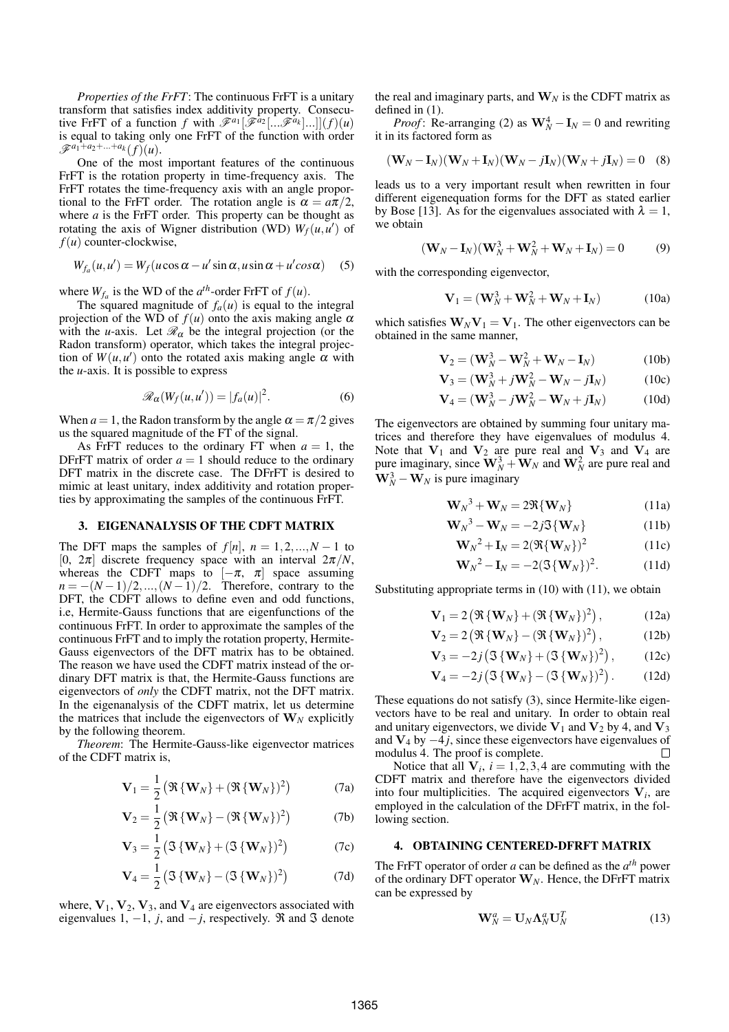*Properties of the FrFT*: The continuous FrFT is a unitary transform that satisfies index additivity property. Consecutive FrFT of a function $f$ with $\mathscr{F}^{a_1}[\mathscr{F}^{a_2}[...\mathscr{F}^{a_k}]...]](f)(u)$ is equal to taking only one FrFT of the function with order $\mathscr{F}^{a_1+a_2+...+a_k}(f)(u)$.

One of the most important features of the continuous FrFT is the rotation property in time-frequency axis. The FrFT rotates the time-frequency axis with an angle proportional to the FrFT order. The rotation angle is $\alpha = a\pi/2$, where $a$ is the FrFT order. This property can be thought as rotating the axis of Wigner distribution (WD) $W_f(u,u')$ of $f(u)$ counter-clockwise,

$$W_{f_a}(u,u') = W_f(u\cos\alpha - u'\sin\alpha, u\sin\alpha + u'cos\alpha) \quad (5)$$

where $W_{f_a}$ is the WD of the $a^{th}$-order FrFT of $f(u)$.

The squared magnitude of $f_a(u)$ is equal to the integral projection of the WD of $f(u)$ onto the axis making angle $\alpha$ with the $u$-axis. Let $\mathscr{R}_\alpha$ be the integral projection (or the Radon transform) operator, which takes the integral projection of $W(u,u')$ onto the rotated axis making angle $\alpha$ with the $u$-axis. It is possible to express

$$\mathscr{R}_\alpha(W_f(u,u')) = |f_a(u)|^2. \quad (6)$$

When $a = 1$, the Radon transform by the angle $\alpha = \pi/2$ gives us the squared magnitude of the FT of the signal.

As FrFT reduces to the ordinary FT when $a = 1$, the DFrFT matrix of order $a = 1$ should reduce to the ordinary DFT matrix in the discrete case. The DFrFT is desired to mimic at least unitary, index additivity and rotation properties by approximating the samples of the continuous FrFT.

## 3. EIGENANALYSIS OF THE CDFT MATRIX

The DFT maps the samples of $f[n]$, $n = 1,2,...,N-1$ to $[0,\ 2\pi]$ discrete frequency space with an interval $2\pi/N$, whereas the CDFT maps to $[-\pi,\ \pi]$ space assuming $n = -(N-1)/2,...,(N-1)/2$. Therefore, contrary to the DFT, the CDFT allows to define even and odd functions, i.e, Hermite-Gauss functions that are eigenfunctions of the continuous FrFT. In order to approximate the samples of the continuous FrFT and to imply the rotation property, Hermite-Gauss eigenvectors of the DFT matrix has to be obtained. The reason we have used the CDFT matrix instead of the ordinary DFT matrix is that, the Hermite-Gauss functions are eigenvectors of *only* the CDFT matrix, not the DFT matrix. In the eigenanalysis of the CDFT matrix, let us determine the matrices that include the eigenvectors of $\mathbf{W}_N$ explicitly by the following theorem.

*Theorem*: The Hermite-Gauss-like eigenvector matrices of the CDFT matrix is,

$$\mathbf{V}_1 = \frac{1}{2}\left(\Re\{\mathbf{W}_N\} + (\Re\{\mathbf{W}_N\})^2\right) \quad (7a)$$

$$\mathbf{V}_2 = \frac{1}{2}\left(\Re\{\mathbf{W}_N\} - (\Re\{\mathbf{W}_N\})^2\right) \quad (7b)$$

$$\mathbf{V}_3 = \frac{1}{2}\left(\Im\{\mathbf{W}_N\} + (\Im\{\mathbf{W}_N\})^2\right) \quad (7c)$$

$$\mathbf{V}_4 = \frac{1}{2}\left(\Im\{\mathbf{W}_N\} - (\Im\{\mathbf{W}_N\})^2\right) \quad (7d)$$

where, $\mathbf{V}_1$, $\mathbf{V}_2$, $\mathbf{V}_3$, and $\mathbf{V}_4$ are eigenvectors associated with eigenvalues $1$, $-1$, $j$, and $-j$, respectively. $\Re$ and $\Im$ denote the real and imaginary parts, and $\mathbf{W}_N$ is the CDFT matrix as defined in (1).

*Proof*: Re-arranging (2) as $\mathbf{W}_N^4 - \mathbf{I}_N = 0$ and rewriting it in its factored form as

$$(\mathbf{W}_N - \mathbf{I}_N)(\mathbf{W}_N + \mathbf{I}_N)(\mathbf{W}_N - j\mathbf{I}_N)(\mathbf{W}_N + j\mathbf{I}_N) = 0 \quad (8)$$

leads us to a very important result when rewritten in four different eigenequation forms for the DFT as stated earlier by Bose [13]. As for the eigenvalues associated with $\lambda = 1$, we obtain

$$(\mathbf{W}_N - \mathbf{I}_N)(\mathbf{W}_N^3 + \mathbf{W}_N^2 + \mathbf{W}_N + \mathbf{I}_N) = 0 \quad (9)$$

with the corresponding eigenvector,

$$\mathbf{V}_1 = (\mathbf{W}_N^3 + \mathbf{W}_N^2 + \mathbf{W}_N + \mathbf{I}_N) \quad (10a)$$

which satisfies $\mathbf{W}_N\mathbf{V}_1 = \mathbf{V}_1$. The other eigenvectors can be obtained in the same manner,

$$\mathbf{V}_2 = (\mathbf{W}_N^3 - \mathbf{W}_N^2 + \mathbf{W}_N - \mathbf{I}_N) \quad (10b)$$

$$\mathbf{V}_3 = (\mathbf{W}_N^3 + j\mathbf{W}_N^2 - \mathbf{W}_N - j\mathbf{I}_N) \quad (10c)$$

$$\mathbf{V}_4 = (\mathbf{W}_N^3 - j\mathbf{W}_N^2 - \mathbf{W}_N + j\mathbf{I}_N) \quad (10d)$$

The eigenvectors are obtained by summing four unitary matrices and therefore they have eigenvalues of modulus 4. Note that $\mathbf{V}_1$ and $\mathbf{V}_2$ are pure real and $\mathbf{V}_3$ and $\mathbf{V}_4$ are pure imaginary, since $\mathbf{W}_N^3 + \mathbf{W}_N$ and $\mathbf{W}_N^2$ are pure real and $\mathbf{W}_N^3 - \mathbf{W}_N$ is pure imaginary

$$\mathbf{W}_N{}^3 + \mathbf{W}_N = 2\Re\{\mathbf{W}_N\} \quad (11a)$$

$$\mathbf{W}_N{}^3 - \mathbf{W}_N = -2j\Im\{\mathbf{W}_N\} \quad (11b)$$

$$\mathbf{W}_N{}^2 + \mathbf{I}_N = 2(\Re\{\mathbf{W}_N\})^2 \quad (11c)$$

$$\mathbf{W}_N{}^2 - \mathbf{I}_N = -2(\Im\{\mathbf{W}_N\})^2. \quad (11d)$$

Substituting appropriate terms in (10) with (11), we obtain

$$\mathbf{V}_1 = 2\left(\Re\{\mathbf{W}_N\} + (\Re\{\mathbf{W}_N\})^2\right), \quad (12a)$$

$$\mathbf{V}_2 = 2\left(\Re\{\mathbf{W}_N\} - (\Re\{\mathbf{W}_N\})^2\right), \quad (12b)$$

$$\mathbf{V}_3 = -2j\left(\Im\{\mathbf{W}_N\} + (\Im\{\mathbf{W}_N\})^2\right), \quad (12c)$$

$$\mathbf{V}_4 = -2j\left(\Im\{\mathbf{W}_N\} - (\Im\{\mathbf{W}_N\})^2\right). \quad (12d)$$

These equations do not satisfy (3), since Hermite-like eigenvectors have to be real and unitary. In order to obtain real and unitary eigenvectors, we divide $\mathbf{V}_1$ and $\mathbf{V}_2$ by 4, and $\mathbf{V}_3$ and $\mathbf{V}_4$ by $-4j$, since these eigenvectors have eigenvalues of modulus 4. The proof is complete. □

Notice that all $\mathbf{V}_i$, $i = 1,2,3,4$ are commuting with the CDFT matrix and therefore have the eigenvectors divided into four multiplicities. The acquired eigenvectors $\mathbf{V}_i$, are employed in the calculation of the DFrFT matrix, in the following section.

## 4. OBTAINING CENTERED-DFRFT MATRIX

The FrFT operator of order $a$ can be defined as the $a^{th}$ power of the ordinary DFT operator $\mathbf{W}_N$. Hence, the DFrFT matrix can be expressed by

$$\mathbf{W}_N^a = \mathbf{U}_N\mathbf{\Lambda}_N^a\mathbf{U}_N^T \quad (13)$$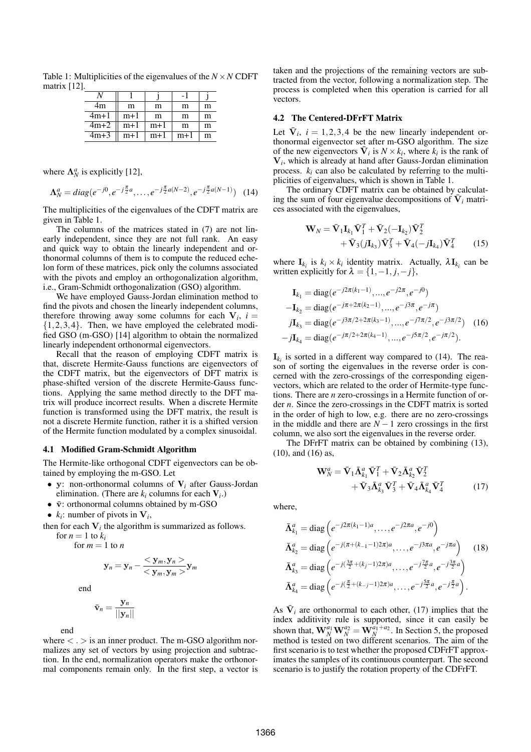Table 1: Multiplicities of the eigenvalues of the $N \times N$ CDFT matrix [12].

| $N$ | 1 | j | -1 | j |
|---|---|---|---|---|
| 4m | m | m | m | m |
| 4m+1 | m+1 | m | m | m |
| 4m+2 | m+1 | m+1 | m | m |
| 4m+3 | m+1 | m+1 | m+1 | m |

where $\mathbf{\Lambda}_N^a$ is explicitly [12],

$$\mathbf{\Lambda}_N^a = diag(e^{-j0}, e^{-j\frac{\pi}{2}a}, \ldots, e^{-j\frac{\pi}{2}a(N-2)}, e^{-j\frac{\pi}{2}a(N-1)}) \quad (14)$$

The multiplicities of the eigenvalues of the CDFT matrix are given in Table 1.

The columns of the matrices stated in (7) are not linearly independent, since they are not full rank. An easy and quick way to obtain the linearly independent and orthonormal columns of them is to compute the reduced echelon form of these matrices, pick only the columns associated with the pivots and employ an orthogonalization algorithm, i.e., Gram-Schmidt orthogonalization (GSO) algorithm.

We have employed Gauss-Jordan elimination method to find the pivots and chosen the linearly independent columns, therefore throwing away some columns for each $\mathbf{V}_i$, $i = \{1,2,3,4\}$. Then, we have employed the celebrated modified GSO (m-GSO) [14] algorithm to obtain the normalized linearly independent orthonormal eigenvectors.

Recall that the reason of employing CDFT matrix is that, discrete Hermite-Gauss functions are eigenvectors of the CDFT matrix, but the eigenvectors of DFT matrix is phase-shifted version of the discrete Hermite-Gauss functions. Applying the same method directly to the DFT matrix will produce incorrect results. When a discrete Hermite function is transformed using the DFT matrix, the result is not a discrete Hermite function, rather it is a shifted version of the Hermite function modulated by a complex sinusoidal.

### 4.1 Modified Gram-Schmidt Algorithm

The Hermite-like orthogonal CDFT eigenvectors can be obtained by employing the m-GSO. Let

- $\mathbf{y}$: non-orthonormal columns of $\mathbf{V}_i$ after Gauss-Jordan elimination. (There are $k_i$ columns for each $\mathbf{V}_i$.)
- $\bar{\mathbf{v}}$: orthonormal columns obtained by m-GSO
- $k_i$: number of pivots in $\mathbf{V}_i$,

then for each $\mathbf{V}_i$ the algorithm is summarized as follows.

for $n = 1$ to $k_i$

for $m = 1$ to $n$

$$\mathbf{y}_n = \mathbf{y}_n - \frac{<\mathbf{y}_m, \mathbf{y}_n>}{<\mathbf{y}_m, \mathbf{y}_m>}\mathbf{y}_m$$

end

$$\bar{\mathbf{v}}_n = \frac{\mathbf{y}_n}{||\mathbf{y}_n||}$$

end

where $<.>$ is an inner product. The m-GSO algorithm normalizes any set of vectors by using projection and subtraction. In the end, normalization operators make the orthonormal components remain only. In the first step, a vector is taken and the projections of the remaining vectors are subtracted from the vector, following a normalization step. The process is completed when this operation is carried for all vectors.

### 4.2 The Centered-DFrFT Matrix

Let $\bar{\mathbf{V}}_i$, $i = 1,2,3,4$ be the new linearly independent orthonormal eigenvector set after m-GSO algorithm. The size of the new eigenvectors $\bar{\mathbf{V}}_i$ is $N \times k_i$, where $k_i$ is the rank of $\mathbf{V}_i$, which is already at hand after Gauss-Jordan elimination process. $k_i$ can also be calculated by referring to the multiplicities of eigenvalues, which is shown in Table 1.

The ordinary CDFT matrix can be obtained by calculating the sum of four eigenvalue decompositions of $\bar{\mathbf{V}}_i$ matrices associated with the eigenvalues,

$$\mathbf{W}_N = \bar{\mathbf{V}}_1 \mathbf{I}_{k_1} \bar{\mathbf{V}}_1^T + \bar{\mathbf{V}}_2(-\mathbf{I}_{k_2})\bar{\mathbf{V}}_2^T + \bar{\mathbf{V}}_3(j\mathbf{I}_{k_3})\bar{\mathbf{V}}_3^T + \bar{\mathbf{V}}_4(-j\mathbf{I}_{k_4})\bar{\mathbf{V}}_4^T \quad (15)$$

where $\mathbf{I}_{k_i}$ is $k_i \times k_i$ identity matrix. Actually, $\lambda \mathbf{I}_{k_i}$ can be written explicitly for $\lambda = \{1, -1, j, -j\}$,

$$\begin{aligned}
\mathbf{I}_{k_1} &= \text{diag}(e^{-j2\pi(k_1-1)}, ..., e^{-j2\pi}, e^{-j0}) \\
-\mathbf{I}_{k_2} &= \text{diag}(e^{-j\pi+2\pi(k_2-1)}, ..., e^{-j3\pi}, e^{-j\pi}) \\
j\mathbf{I}_{k_3} &= \text{diag}(e^{-j3\pi/2+2\pi(k_3-1)}, ..., e^{-j7\pi/2}, e^{-j3\pi/2}) \\
-j\mathbf{I}_{k_4} &= \text{diag}(e^{-j\pi/2+2\pi(k_4-1)}, ..., e^{-j5\pi/2}, e^{-j\pi/2}).
\end{aligned} \quad (16)$$

$\mathbf{I}_{k_i}$ is sorted in a different way compared to (14). The reason of sorting the eigenvalues in the reverse order is concerned with the zero-crossings of the corresponding eigenvectors, which are related to the order of Hermite-type functions. There are $n$ zero-crossings in a Hermite function of order $n$. Since the zero-crossings in the CDFT matrix is sorted in the order of high to low, e.g. there are no zero-crossings in the middle and there are $N-1$ zero crossings in the first column, we also sort the eigenvalues in the reverse order.

The DFrFT matrix can be obtained by combining (13), (10), and (16) as,

$$\mathbf{W}_N^a = \bar{\mathbf{V}}_1 \bar{\mathbf{\Lambda}}_{k_1}^a \bar{\mathbf{V}}_1^T + \bar{\mathbf{V}}_2 \bar{\mathbf{\Lambda}}_{k_2}^a \bar{\mathbf{V}}_2^T + \bar{\mathbf{V}}_3 \bar{\mathbf{\Lambda}}_{k_3}^a \bar{\mathbf{V}}_3^T + \bar{\mathbf{V}}_4 \bar{\mathbf{\Lambda}}_{k_4}^a \bar{\mathbf{V}}_4^T \quad (17)$$

where,

$$\begin{aligned}
\bar{\mathbf{\Lambda}}_{k_1}^a &= \text{diag}\left(e^{-j2\pi(k_1-1)a}, \ldots, e^{-j2\pi a}, e^{-j0}\right) \\
\bar{\mathbf{\Lambda}}_{k_2}^a &= \text{diag}\left(e^{-j(\pi+(k_{-1}-1)2\pi)a}, \ldots, e^{-j3\pi a}, e^{-j\pi a}\right) \\
\bar{\mathbf{\Lambda}}_{k_3}^a &= \text{diag}\left(e^{-j(\frac{3\pi}{2}+(k_j-1)2\pi)a}, \ldots, e^{-j\frac{7\pi}{2}a}, e^{-j\frac{3\pi}{2}a}\right) \\
\bar{\mathbf{\Lambda}}_{k_4}^a &= \text{diag}\left(e^{-j(\frac{\pi}{2}+(k_{-j}-1)2\pi)a}, \ldots, e^{-j\frac{5\pi}{2}a}, e^{-j\frac{\pi}{2}a}\right).
\end{aligned} \quad (18)$$

As $\bar{\mathbf{V}}_i$ are orthonormal to each other, (17) implies that the index additivity rule is supported, since it can easily be shown that, $\mathbf{W}_N^{a_1}\mathbf{W}_N^{a_2} = \mathbf{W}_N^{a_1+a_2}$. In Section 5, the proposed method is tested on two different scenarios. The aim of the first scenario is to test whether the proposed CDFrFT approximates the samples of its continuous counterpart. The second scenario is to justify the rotation property of the CDFrFT.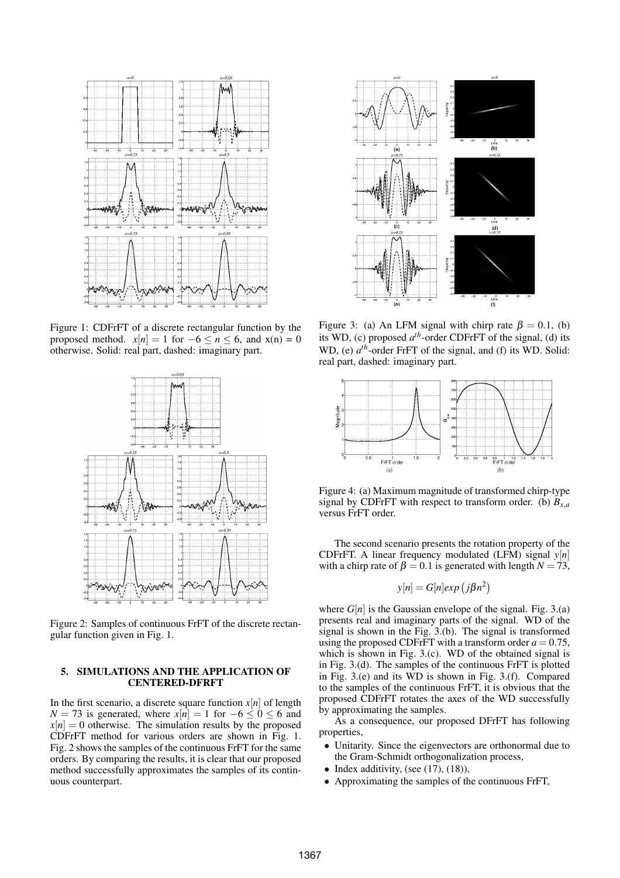Figure 1: CDFrFT of a discrete rectangular function by the proposed method. $x[n] = 1$ for $-6 \leq n \leq 6$, and x(n) = 0 otherwise. Solid: real part, dashed: imaginary part.

Figure 2: Samples of continuous FrFT of the discrete rectangular function given in Fig. 1.

## 5. SIMULATIONS AND THE APPLICATION OF CENTERED-DFRFT

In the first scenario, a discrete square function $x[n]$ of length $N = 73$ is generated, where $x[n] = 1$ for $-6 \leq 0 \leq 6$ and $x[n] = 0$ otherwise. The simulation results by the proposed CDFrFT method for various orders are shown in Fig. 1. Fig. 2 shows the samples of the continuous FrFT for the same orders. By comparing the results, it is clear that our proposed method successfully approximates the samples of its continuous counterpart.

Figure 3: (a) An LFM signal with chirp rate $\beta = 0.1$, (b) its WD, (c) proposed $a^{th}$-order CDFrFT of the signal, (d) its WD, (e) $a^{th}$-order FrFT of the signal, and (f) its WD. Solid: real part, dashed: imaginary part.

Figure 4: (a) Maximum magnitude of transformed chirp-type signal by CDFrFT with respect to transform order. (b) $B_{x,a}$ versus FrFT order.

The second scenario presents the rotation property of the CDFrFT. A linear frequency modulated (LFM) signal $y[n]$ with a chirp rate of $\beta = 0.1$ is generated with length $N = 73$,

$$y[n] = G[n]exp\left(j\beta n^2\right)$$

where $G[n]$ is the Gaussian envelope of the signal. Fig. 3.(a) presents real and imaginary parts of the signal. WD of the signal is shown in the Fig. 3.(b). The signal is transformed using the proposed CDFrFT with a transform order $a = 0.75$, which is shown in Fig. 3.(c). WD of the obtained signal is in Fig. 3.(d). The samples of the continuous FrFT is plotted in Fig. 3.(e) and its WD is shown in Fig. 3.(f). Compared to the samples of the continuous FrFT, it is obvious that the proposed CDFrFT rotates the axes of the WD successfully by approximating the samples.

As a consequence, our proposed DFrFT has following properties,

- Unitarity. Since the eigenvectors are orthonormal due to the Gram-Schmidt orthogonalization process,
- Index additivity, (see (17), (18)),
- Approximating the samples of the continuous FrFT,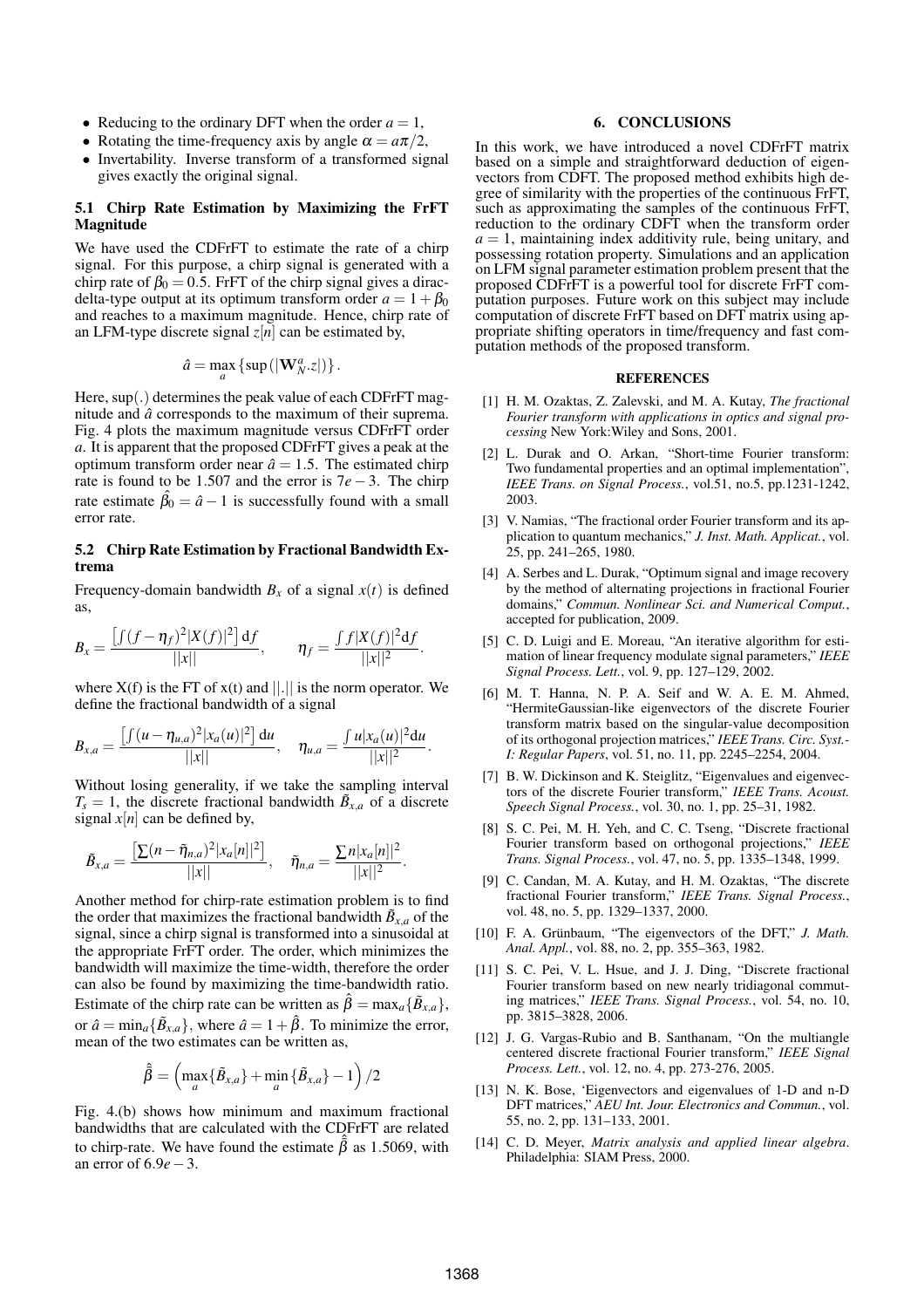- Reducing to the ordinary DFT when the order $a = 1$,
- Rotating the time-frequency axis by angle $\alpha = a\pi/2$,
- Invertability. Inverse transform of a transformed signal gives exactly the original signal.

### 5.1 Chirp Rate Estimation by Maximizing the FrFT Magnitude

We have used the CDFrFT to estimate the rate of a chirp signal. For this purpose, a chirp signal is generated with a chirp rate of $\beta_0 = 0.5$. FrFT of the chirp signal gives a dirac-delta-type output at its optimum transform order $a = 1+\beta_0$ and reaches to a maximum magnitude. Hence, chirp rate of an LFM-type discrete signal $z[n]$ can be estimated by,

$$\hat{a} = \max_{a} \left\{ \sup\left(|\mathbf{W}_N^a . z|\right) \right\}.$$

Here, sup(.) determines the peak value of each CDFrFT magnitude and $\hat{a}$ corresponds to the maximum of their suprema. Fig. 4 plots the maximum magnitude versus CDFrFT order $a$. It is apparent that the proposed CDFrFT gives a peak at the optimum transform order near $\hat{a} = 1.5$. The estimated chirp rate is found to be 1.507 and the error is $7e-3$. The chirp rate estimate $\hat{\beta}_0 = \hat{a} - 1$ is successfully found with a small error rate.

### 5.2 Chirp Rate Estimation by Fractional Bandwidth Extrema

Frequency-domain bandwidth $B_x$ of a signal $x(t)$ is defined as,

$$B_x = \frac{\left[\int (f-\eta_f)^2 |X(f)|^2\right] \mathrm{d}f}{||x||}, \qquad \eta_f = \frac{\int f |X(f)|^2 \mathrm{d}f}{||x||^2}.$$

where X(f) is the FT of x(t) and $||.||$ is the norm operator. We define the fractional bandwidth of a signal

$$B_{x,a} = \frac{\left[\int (u-\eta_{u,a})^2 |x_a(u)|^2\right] \mathrm{d}u}{||x||}, \quad \eta_{u,a} = \frac{\int u |x_a(u)|^2 \mathrm{d}u}{||x||^2}.$$

Without losing generality, if we take the sampling interval $T_s = 1$, the discrete fractional bandwidth $\tilde{B}_{x,a}$ of a discrete signal $x[n]$ can be defined by,

$$\tilde{B}_{x,a} = \frac{\left[\sum (n-\tilde{\eta}_{n,a})^2 |x_a[n]|^2\right]}{||x||}, \quad \tilde{\eta}_{n,a} = \frac{\sum n |x_a[n]|^2}{||x||^2}.$$

Another method for chirp-rate estimation problem is to find the order that maximizes the fractional bandwidth $\tilde{B}_{x,a}$ of the signal, since a chirp signal is transformed into a sinusoidal at the appropriate FrFT order. The order, which minimizes the bandwidth will maximize the time-width, therefore the order can also be found by maximizing the time-bandwidth ratio. Estimate of the chirp rate can be written as $\hat{\beta} = \max_a\{\tilde{B}_{x,a}\}$, or $\hat{a} = \min_a\{\tilde{B}_{x,a}\}$, where $\hat{a} = 1+\hat{\beta}$. To minimize the error, mean of the two estimates can be written as,

$$\hat{\hat{\beta}} = \left(\max_a\{\tilde{B}_{x,a}\} + \min_a\{\tilde{B}_{x,a}\} - 1\right)/2$$

Fig. 4.(b) shows how minimum and maximum fractional bandwidths that are calculated with the CDFrFT are related to chirp-rate. We have found the estimate $\hat{\hat{\beta}}$ as 1.5069, with an error of $6.9e-3$.

## 6. CONCLUSIONS

In this work, we have introduced a novel CDFrFT matrix based on a simple and straightforward deduction of eigenvectors from CDFT. The proposed method exhibits high degree of similarity with the properties of the continuous FrFT, such as approximating the samples of the continuous FrFT, reduction to the ordinary CDFT when the transform order $a = 1$, maintaining index additivity rule, being unitary, and possessing rotation property. Simulations and an application on LFM signal parameter estimation problem present that the proposed CDFrFT is a powerful tool for discrete FrFT computation purposes. Future work on this subject may include computation of discrete FrFT based on DFT matrix using appropriate shifting operators in time/frequency and fast computation methods of the proposed transform.

## REFERENCES

[1] H. M. Ozaktas, Z. Zalevski, and M. A. Kutay, *The fractional Fourier transform with applications in optics and signal processing* New York:Wiley and Sons, 2001.

[2] L. Durak and O. Arkan, "Short-time Fourier transform: Two fundamental properties and an optimal implementation", *IEEE Trans. on Signal Process.*, vol.51, no.5, pp.1231-1242, 2003.

[3] V. Namias, "The fractional order Fourier transform and its application to quantum mechanics," *J. Inst. Math. Applicat.*, vol. 25, pp. 241–265, 1980.

[4] A. Serbes and L. Durak, "Optimum signal and image recovery by the method of alternating projections in fractional Fourier domains," *Commun. Nonlinear Sci. and Numerical Comput.*, accepted for publication, 2009.

[5] C. D. Luigi and E. Moreau, "An iterative algorithm for estimation of linear frequency modulate signal parameters," *IEEE Signal Process. Lett.*, vol. 9, pp. 127–129, 2002.

[6] M. T. Hanna, N. P. A. Seif and W. A. E. M. Ahmed, "HermiteGaussian-like eigenvectors of the discrete Fourier transform matrix based on the singular-value decomposition of its orthogonal projection matrices", *IEEE Trans. Circ. Syst.-I: Regular Papers*, vol. 51, no. 11, pp. 2245–2254, 2004.

[7] B. W. Dickinson and K. Steiglitz, "Eigenvalues and eigenvectors of the discrete Fourier transform," *IEEE Trans. Acoust. Speech Signal Process.*, vol. 30, no. 1, pp. 25–31, 1982.

[8] S. C. Pei, M. H. Yeh, and C. C. Tseng, "Discrete fractional Fourier transform based on orthogonal projections," *IEEE Trans. Signal Process.*, vol. 47, no. 5, pp. 1335–1348, 1999.

[9] C. Candan, M. A. Kutay, and H. M. Ozaktas, "The discrete fractional Fourier transform," *IEEE Trans. Signal Process.*, vol. 48, no. 5, pp. 1329–1337, 2000.

[10] F. A. Grünbaum, "The eigenvectors of the DFT," *J. Math. Anal. Appl.*, vol. 88, no. 2, pp. 355–363, 1982.

[11] S. C. Pei, V. L. Hsue, and J. J. Ding, "Discrete fractional Fourier transform based on new nearly tridiagonal commuting matrices," *IEEE Trans. Signal Process.*, vol. 54, no. 10, pp. 3815–3828, 2006.

[12] J. G. Vargas-Rubio and B. Santhanam, "On the multiangle centered discrete fractional Fourier transform," *IEEE Signal Process. Lett.*, vol. 12, no. 4, pp. 273-276, 2005.

[13] N. K. Bose, 'Eigenvectors and eigenvalues of 1-D and n-D DFT matrices," *AEU Int. Jour. Electronics and Commun.*, vol. 55, no. 2, pp. 131–133, 2001.

[14] C. D. Meyer, *Matrix analysis and applied linear algebra*. Philadelphia: SIAM Press, 2000.